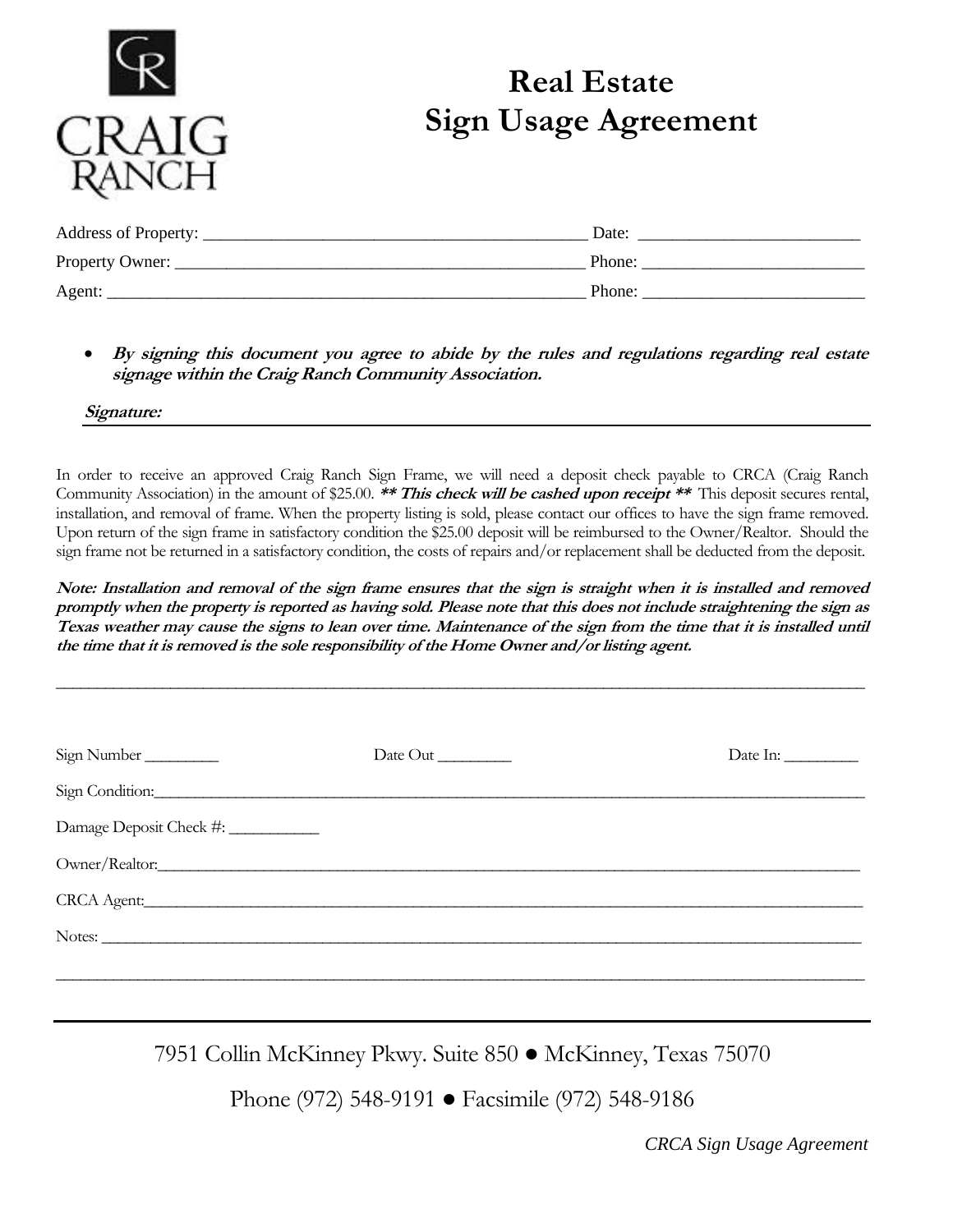CRAIG RANCH

# Real Estate Sign Usage Agreement

Address of Property: ____________________________________________ Date: _________________________

Property Owner: ________________________________________________ Phone: _________________________

Agent: ________________________________________________________ Phone: _________________________

- ***By signing this document you agree to abide by the rules and regulations regarding real estate signage within the Craig Ranch Community Association.***

***Signature:*** ____________________________________________________________________________

In order to receive an approved Craig Ranch Sign Frame, we will need a deposit check payable to CRCA (Craig Ranch Community Association) in the amount of $25.00. ***\*\* This check will be cashed upon receipt \*\**** This deposit secures rental, installation, and removal of frame. When the property listing is sold, please contact our offices to have the sign frame removed. Upon return of the sign frame in satisfactory condition the $25.00 deposit will be reimbursed to the Owner/Realtor. Should the sign frame not be returned in a satisfactory condition, the costs of repairs and/or replacement shall be deducted from the deposit.

***Note: Installation and removal of the sign frame ensures that the sign is straight when it is installed and removed promptly when the property is reported as having sold. Please note that this does not include straightening the sign as Texas weather may cause the signs to lean over time. Maintenance of the sign from the time that it is installed until the time that it is removed is the sole responsibility of the Home Owner and/or listing agent.***

---

Sign Number _________ Date Out _________ Date In: _________

Sign Condition: ________________________________________________________________________________

Damage Deposit Check #: ___________

Owner/Realtor: ________________________________________________________________________________

CRCA Agent: __________________________________________________________________________________

Notes: ______________________________________________________________________________________

______________________________________________________________________________________________

---

7951 Collin McKinney Pkwy. Suite 850 ● McKinney, Texas 75070

Phone (972) 548-9191 ● Facsimile (972) 548-9186

*CRCA Sign Usage Agreement*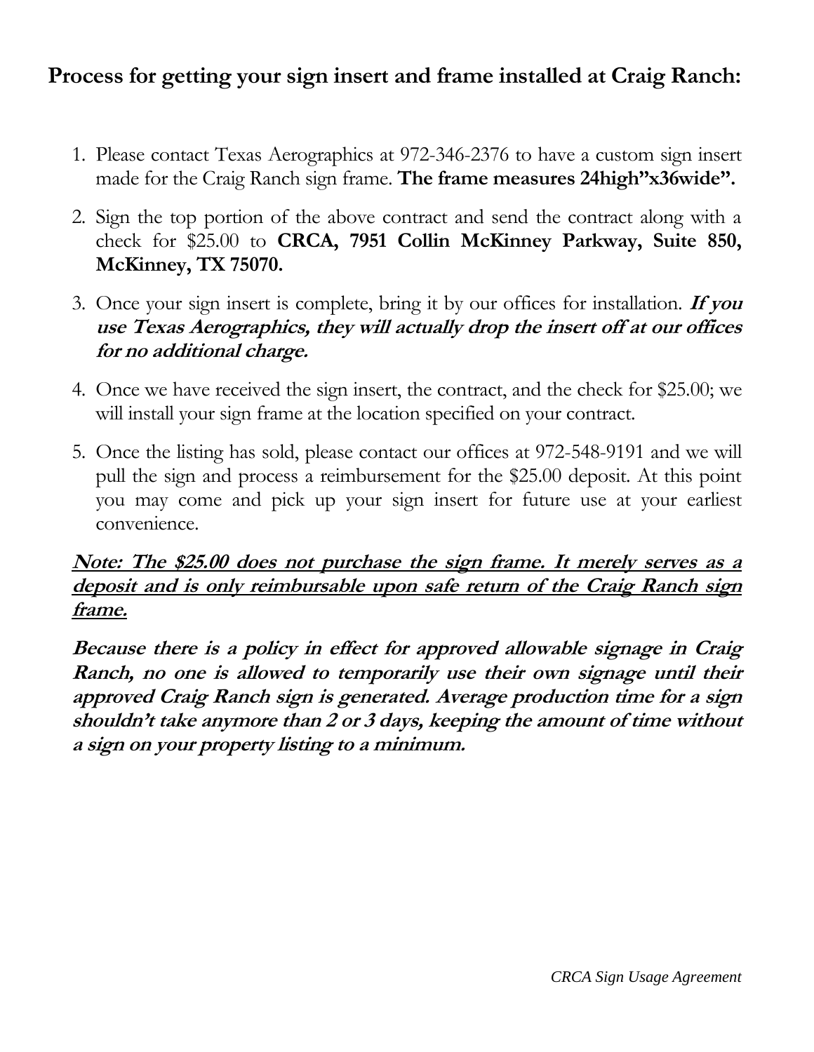# Process for getting your sign insert and frame installed at Craig Ranch:

1. Please contact Texas Aerographics at 972-346-2376 to have a custom sign insert made for the Craig Ranch sign frame. **The frame measures 24high"x36wide".**

2. Sign the top portion of the above contract and send the contract along with a check for $25.00 to **CRCA, 7951 Collin McKinney Parkway, Suite 850, McKinney, TX 75070.**

3. Once your sign insert is complete, bring it by our offices for installation. ***If you use Texas Aerographics, they will actually drop the insert off at our offices for no additional charge.***

4. Once we have received the sign insert, the contract, and the check for $25.00; we will install your sign frame at the location specified on your contract.

5. Once the listing has sold, please contact our offices at 972-548-9191 and we will pull the sign and process a reimbursement for the $25.00 deposit. At this point you may come and pick up your sign insert for future use at your earliest convenience.

<u>***Note: The $25.00 does not purchase the sign frame. It merely serves as a deposit and is only reimbursable upon safe return of the Craig Ranch sign frame.***</u>

***Because there is a policy in effect for approved allowable signage in Craig Ranch, no one is allowed to temporarily use their own signage until their approved Craig Ranch sign is generated. Average production time for a sign shouldn't take anymore than 2 or 3 days, keeping the amount of time without a sign on your property listing to a minimum.***